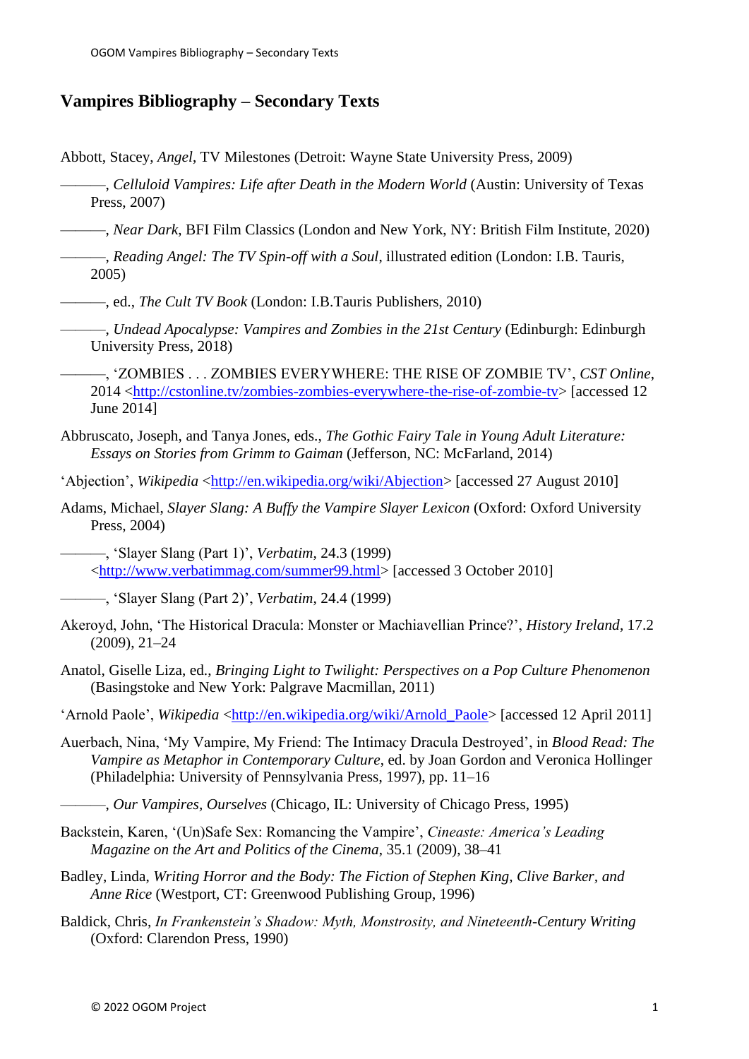# Vampires Bibliography – Secondary Texts

Abbott, Stacey, *Angel*, TV Milestones (Detroit: Wayne State University Press, 2009)

———, *Celluloid Vampires: Life after Death in the Modern World* (Austin: University of Texas Press, 2007)

———, *Near Dark*, BFI Film Classics (London and New York, NY: British Film Institute, 2020)

———, *Reading Angel: The TV Spin-off with a Soul*, illustrated edition (London: I.B. Tauris, 2005)

———, ed., *The Cult TV Book* (London: I.B.Tauris Publishers, 2010)

———, *Undead Apocalypse: Vampires and Zombies in the 21st Century* (Edinburgh: Edinburgh University Press, 2018)

———, 'ZOMBIES . . . ZOMBIES EVERYWHERE: THE RISE OF ZOMBIE TV', *CST Online*, 2014 <http://cstonline.tv/zombies-zombies-everywhere-the-rise-of-zombie-tv> [accessed 12 June 2014]

Abbruscato, Joseph, and Tanya Jones, eds., *The Gothic Fairy Tale in Young Adult Literature: Essays on Stories from Grimm to Gaiman* (Jefferson, NC: McFarland, 2014)

'Abjection', *Wikipedia* <http://en.wikipedia.org/wiki/Abjection> [accessed 27 August 2010]

Adams, Michael, *Slayer Slang: A Buffy the Vampire Slayer Lexicon* (Oxford: Oxford University Press, 2004)

———, 'Slayer Slang (Part 1)', *Verbatim*, 24.3 (1999) <http://www.verbatimmag.com/summer99.html> [accessed 3 October 2010]

———, 'Slayer Slang (Part 2)', *Verbatim*, 24.4 (1999)

Akeroyd, John, 'The Historical Dracula: Monster or Machiavellian Prince?', *History Ireland*, 17.2 (2009), 21–24

Anatol, Giselle Liza, ed., *Bringing Light to Twilight: Perspectives on a Pop Culture Phenomenon* (Basingstoke and New York: Palgrave Macmillan, 2011)

'Arnold Paole', *Wikipedia* <http://en.wikipedia.org/wiki/Arnold_Paole> [accessed 12 April 2011]

Auerbach, Nina, 'My Vampire, My Friend: The Intimacy Dracula Destroyed', in *Blood Read: The Vampire as Metaphor in Contemporary Culture*, ed. by Joan Gordon and Veronica Hollinger (Philadelphia: University of Pennsylvania Press, 1997), pp. 11–16

———, *Our Vampires, Ourselves* (Chicago, IL: University of Chicago Press, 1995)

Backstein, Karen, '(Un)Safe Sex: Romancing the Vampire', *Cineaste: America's Leading Magazine on the Art and Politics of the Cinema*, 35.1 (2009), 38–41

Badley, Linda, *Writing Horror and the Body: The Fiction of Stephen King, Clive Barker, and Anne Rice* (Westport, CT: Greenwood Publishing Group, 1996)

Baldick, Chris, *In Frankenstein's Shadow: Myth, Monstrosity, and Nineteenth-Century Writing* (Oxford: Clarendon Press, 1990)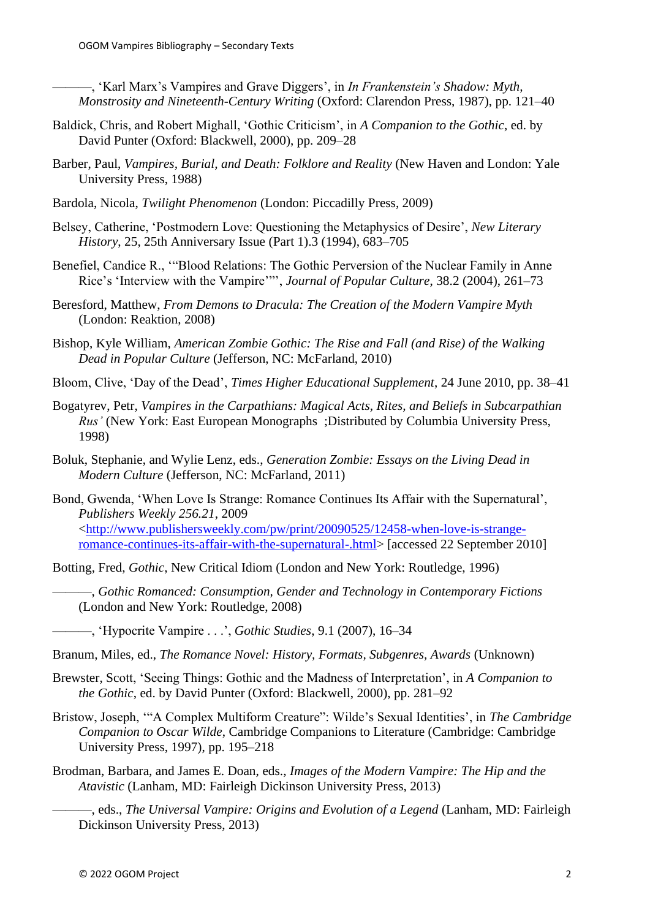———, 'Karl Marx's Vampires and Grave Diggers', in *In Frankenstein's Shadow: Myth, Monstrosity and Nineteenth-Century Writing* (Oxford: Clarendon Press, 1987), pp. 121–40

Baldick, Chris, and Robert Mighall, 'Gothic Criticism', in *A Companion to the Gothic*, ed. by David Punter (Oxford: Blackwell, 2000), pp. 209–28

Barber, Paul, *Vampires, Burial, and Death: Folklore and Reality* (New Haven and London: Yale University Press, 1988)

Bardola, Nicola, *Twilight Phenomenon* (London: Piccadilly Press, 2009)

Belsey, Catherine, 'Postmodern Love: Questioning the Metaphysics of Desire', *New Literary History*, 25, 25th Anniversary Issue (Part 1).3 (1994), 683–705

Benefiel, Candice R., '"Blood Relations: The Gothic Perversion of the Nuclear Family in Anne Rice's 'Interview with the Vampire'"', *Journal of Popular Culture*, 38.2 (2004), 261–73

Beresford, Matthew, *From Demons to Dracula: The Creation of the Modern Vampire Myth* (London: Reaktion, 2008)

Bishop, Kyle William, *American Zombie Gothic: The Rise and Fall (and Rise) of the Walking Dead in Popular Culture* (Jefferson, NC: McFarland, 2010)

Bloom, Clive, 'Day of the Dead', *Times Higher Educational Supplement*, 24 June 2010, pp. 38–41

Bogatyrev, Petr, *Vampires in the Carpathians: Magical Acts, Rites, and Beliefs in Subcarpathian Rus'* (New York: East European Monographs ;Distributed by Columbia University Press, 1998)

Boluk, Stephanie, and Wylie Lenz, eds., *Generation Zombie: Essays on the Living Dead in Modern Culture* (Jefferson, NC: McFarland, 2011)

Bond, Gwenda, 'When Love Is Strange: Romance Continues Its Affair with the Supernatural', *Publishers Weekly 256.21*, 2009 <http://www.publishersweekly.com/pw/print/20090525/12458-when-love-is-strange-romance-continues-its-affair-with-the-supernatural-.html> [accessed 22 September 2010]

Botting, Fred, *Gothic*, New Critical Idiom (London and New York: Routledge, 1996)

———, *Gothic Romanced: Consumption, Gender and Technology in Contemporary Fictions* (London and New York: Routledge, 2008)

———, 'Hypocrite Vampire . . .', *Gothic Studies*, 9.1 (2007), 16–34

Branum, Miles, ed., *The Romance Novel: History, Formats, Subgenres, Awards* (Unknown)

Brewster, Scott, 'Seeing Things: Gothic and the Madness of Interpretation', in *A Companion to the Gothic*, ed. by David Punter (Oxford: Blackwell, 2000), pp. 281–92

Bristow, Joseph, '"A Complex Multiform Creature": Wilde's Sexual Identities', in *The Cambridge Companion to Oscar Wilde*, Cambridge Companions to Literature (Cambridge: Cambridge University Press, 1997), pp. 195–218

Brodman, Barbara, and James E. Doan, eds., *Images of the Modern Vampire: The Hip and the Atavistic* (Lanham, MD: Fairleigh Dickinson University Press, 2013)

———, eds., *The Universal Vampire: Origins and Evolution of a Legend* (Lanham, MD: Fairleigh Dickinson University Press, 2013)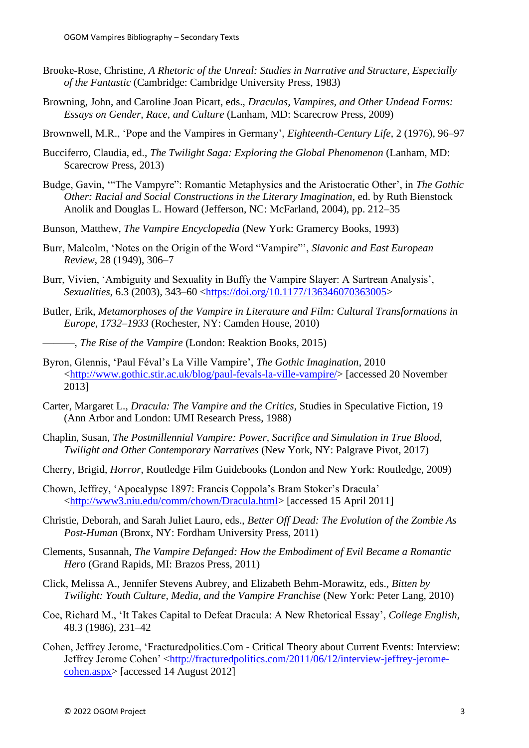Brooke-Rose, Christine, *A Rhetoric of the Unreal: Studies in Narrative and Structure, Especially of the Fantastic* (Cambridge: Cambridge University Press, 1983)

Browning, John, and Caroline Joan Picart, eds., *Draculas, Vampires, and Other Undead Forms: Essays on Gender, Race, and Culture* (Lanham, MD: Scarecrow Press, 2009)

Brownwell, M.R., 'Pope and the Vampires in Germany', *Eighteenth-Century Life*, 2 (1976), 96–97

Bucciferro, Claudia, ed., *The Twilight Saga: Exploring the Global Phenomenon* (Lanham, MD: Scarecrow Press, 2013)

Budge, Gavin, '"The Vampyre": Romantic Metaphysics and the Aristocratic Other', in *The Gothic Other: Racial and Social Constructions in the Literary Imagination*, ed. by Ruth Bienstock Anolik and Douglas L. Howard (Jefferson, NC: McFarland, 2004), pp. 212–35

Bunson, Matthew, *The Vampire Encyclopedia* (New York: Gramercy Books, 1993)

Burr, Malcolm, 'Notes on the Origin of the Word "Vampire"', *Slavonic and East European Review*, 28 (1949), 306–7

Burr, Vivien, 'Ambiguity and Sexuality in Buffy the Vampire Slayer: A Sartrean Analysis', *Sexualities*, 6.3 (2003), 343–60 <https://doi.org/10.1177/136346070363005>

Butler, Erik, *Metamorphoses of the Vampire in Literature and Film: Cultural Transformations in Europe, 1732–1933* (Rochester, NY: Camden House, 2010)

———, *The Rise of the Vampire* (London: Reaktion Books, 2015)

Byron, Glennis, 'Paul Féval's La Ville Vampire', *The Gothic Imagination*, 2010 <http://www.gothic.stir.ac.uk/blog/paul-fevals-la-ville-vampire/> [accessed 20 November 2013]

Carter, Margaret L., *Dracula: The Vampire and the Critics*, Studies in Speculative Fiction, 19 (Ann Arbor and London: UMI Research Press, 1988)

Chaplin, Susan, *The Postmillennial Vampire: Power, Sacrifice and Simulation in True Blood, Twilight and Other Contemporary Narratives* (New York, NY: Palgrave Pivot, 2017)

Cherry, Brigid, *Horror*, Routledge Film Guidebooks (London and New York: Routledge, 2009)

Chown, Jeffrey, 'Apocalypse 1897: Francis Coppola's Bram Stoker's Dracula' <http://www3.niu.edu/comm/chown/Dracula.html> [accessed 15 April 2011]

Christie, Deborah, and Sarah Juliet Lauro, eds., *Better Off Dead: The Evolution of the Zombie As Post-Human* (Bronx, NY: Fordham University Press, 2011)

Clements, Susannah, *The Vampire Defanged: How the Embodiment of Evil Became a Romantic Hero* (Grand Rapids, MI: Brazos Press, 2011)

Click, Melissa A., Jennifer Stevens Aubrey, and Elizabeth Behm-Morawitz, eds., *Bitten by Twilight: Youth Culture, Media, and the Vampire Franchise* (New York: Peter Lang, 2010)

Coe, Richard M., 'It Takes Capital to Defeat Dracula: A New Rhetorical Essay', *College English*, 48.3 (1986), 231–42

Cohen, Jeffrey Jerome, 'Fracturedpolitics.Com - Critical Theory about Current Events: Interview: Jeffrey Jerome Cohen' <http://fracturedpolitics.com/2011/06/12/interview-jeffrey-jerome-cohen.aspx> [accessed 14 August 2012]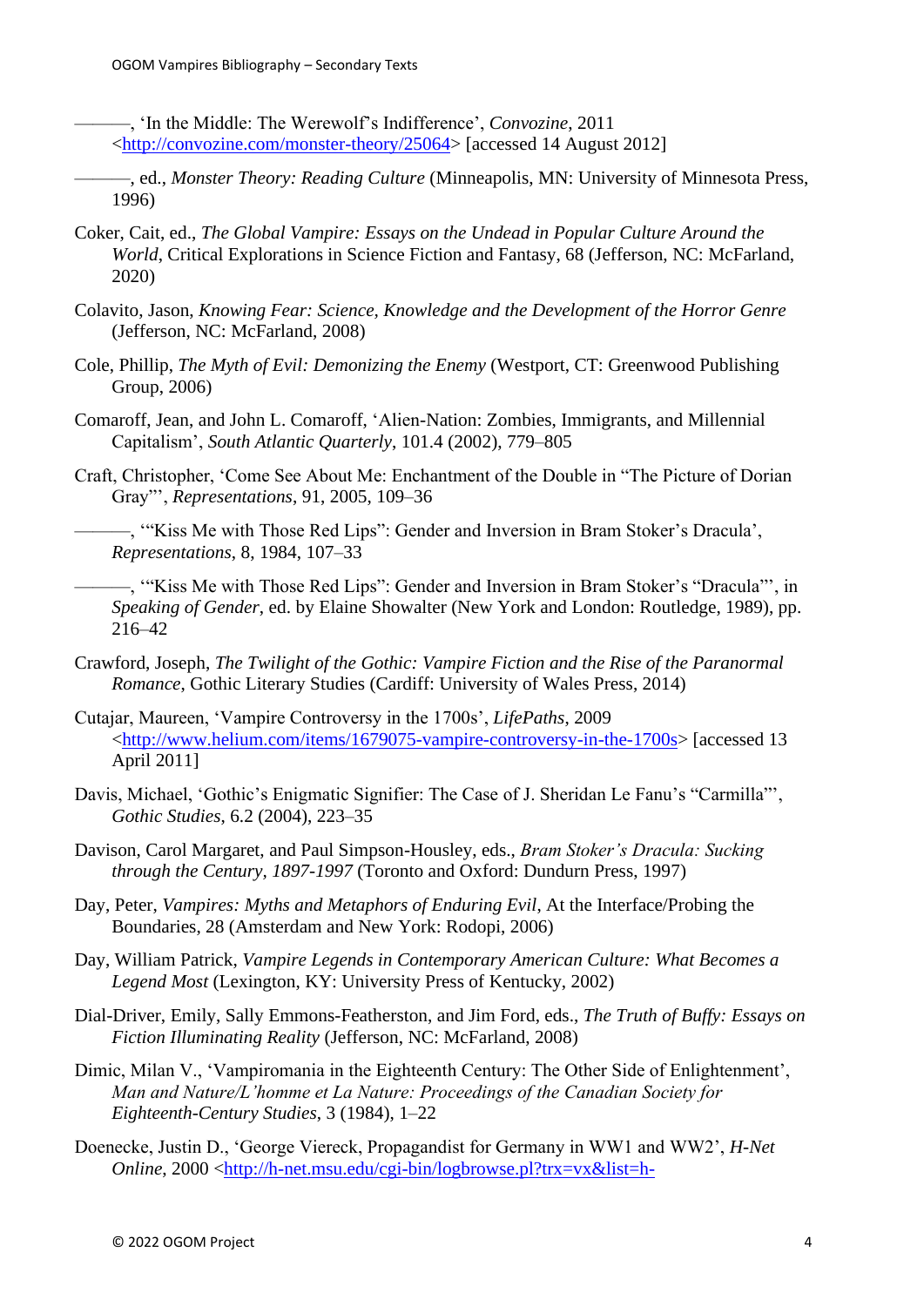———, 'In the Middle: The Werewolf's Indifference', *Convozine*, 2011 <http://convozine.com/monster-theory/25064> [accessed 14 August 2012]

———, ed., *Monster Theory: Reading Culture* (Minneapolis, MN: University of Minnesota Press, 1996)

Coker, Cait, ed., *The Global Vampire: Essays on the Undead in Popular Culture Around the World*, Critical Explorations in Science Fiction and Fantasy, 68 (Jefferson, NC: McFarland, 2020)

Colavito, Jason, *Knowing Fear: Science, Knowledge and the Development of the Horror Genre* (Jefferson, NC: McFarland, 2008)

Cole, Phillip, *The Myth of Evil: Demonizing the Enemy* (Westport, CT: Greenwood Publishing Group, 2006)

Comaroff, Jean, and John L. Comaroff, 'Alien-Nation: Zombies, Immigrants, and Millennial Capitalism', *South Atlantic Quarterly*, 101.4 (2002), 779–805

Craft, Christopher, 'Come See About Me: Enchantment of the Double in "The Picture of Dorian Gray"', *Representations*, 91, 2005, 109–36

———, '"Kiss Me with Those Red Lips": Gender and Inversion in Bram Stoker's Dracula', *Representations*, 8, 1984, 107–33

———, '"Kiss Me with Those Red Lips": Gender and Inversion in Bram Stoker's "Dracula"', in *Speaking of Gender*, ed. by Elaine Showalter (New York and London: Routledge, 1989), pp. 216–42

Crawford, Joseph, *The Twilight of the Gothic: Vampire Fiction and the Rise of the Paranormal Romance*, Gothic Literary Studies (Cardiff: University of Wales Press, 2014)

Cutajar, Maureen, 'Vampire Controversy in the 1700s', *LifePaths*, 2009 <http://www.helium.com/items/1679075-vampire-controversy-in-the-1700s> [accessed 13 April 2011]

Davis, Michael, 'Gothic's Enigmatic Signifier: The Case of J. Sheridan Le Fanu's "Carmilla"', *Gothic Studies*, 6.2 (2004), 223–35

Davison, Carol Margaret, and Paul Simpson-Housley, eds., *Bram Stoker's Dracula: Sucking through the Century, 1897-1997* (Toronto and Oxford: Dundurn Press, 1997)

Day, Peter, *Vampires: Myths and Metaphors of Enduring Evil*, At the Interface/Probing the Boundaries, 28 (Amsterdam and New York: Rodopi, 2006)

Day, William Patrick, *Vampire Legends in Contemporary American Culture: What Becomes a Legend Most* (Lexington, KY: University Press of Kentucky, 2002)

Dial-Driver, Emily, Sally Emmons-Featherston, and Jim Ford, eds., *The Truth of Buffy: Essays on Fiction Illuminating Reality* (Jefferson, NC: McFarland, 2008)

Dimic, Milan V., 'Vampiromania in the Eighteenth Century: The Other Side of Enlightenment', *Man and Nature/L'homme et La Nature: Proceedings of the Canadian Society for Eighteenth-Century Studies*, 3 (1984), 1–22

Doenecke, Justin D., 'George Viereck, Propagandist for Germany in WW1 and WW2', *H-Net Online*, 2000 <http://h-net.msu.edu/cgi-bin/logbrowse.pl?trx=vx&list=h-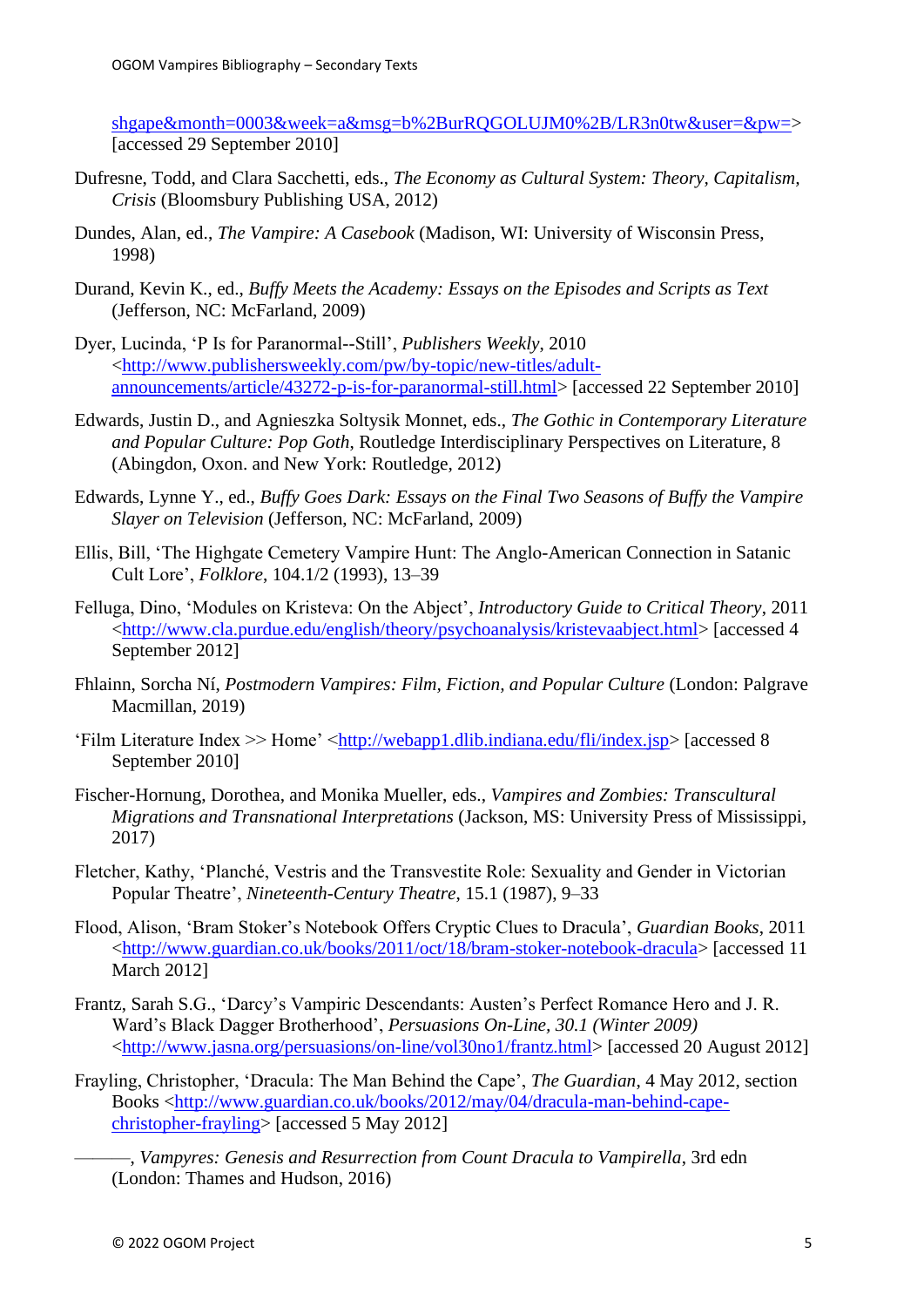shgape&month=0003&week=a&msg=b%2BurRQGOLUJM0%2B/LR3n0tw&user=&pw=> [accessed 29 September 2010]

Dufresne, Todd, and Clara Sacchetti, eds., *The Economy as Cultural System: Theory, Capitalism, Crisis* (Bloomsbury Publishing USA, 2012)

Dundes, Alan, ed., *The Vampire: A Casebook* (Madison, WI: University of Wisconsin Press, 1998)

Durand, Kevin K., ed., *Buffy Meets the Academy: Essays on the Episodes and Scripts as Text* (Jefferson, NC: McFarland, 2009)

Dyer, Lucinda, 'P Is for Paranormal--Still', *Publishers Weekly*, 2010 <http://www.publishersweekly.com/pw/by-topic/new-titles/adult-announcements/article/43272-p-is-for-paranormal-still.html> [accessed 22 September 2010]

Edwards, Justin D., and Agnieszka Soltysik Monnet, eds., *The Gothic in Contemporary Literature and Popular Culture: Pop Goth*, Routledge Interdisciplinary Perspectives on Literature, 8 (Abingdon, Oxon. and New York: Routledge, 2012)

Edwards, Lynne Y., ed., *Buffy Goes Dark: Essays on the Final Two Seasons of Buffy the Vampire Slayer on Television* (Jefferson, NC: McFarland, 2009)

Ellis, Bill, 'The Highgate Cemetery Vampire Hunt: The Anglo-American Connection in Satanic Cult Lore', *Folklore*, 104.1/2 (1993), 13–39

Felluga, Dino, 'Modules on Kristeva: On the Abject', *Introductory Guide to Critical Theory*, 2011 <http://www.cla.purdue.edu/english/theory/psychoanalysis/kristevaabject.html> [accessed 4 September 2012]

Fhlainn, Sorcha Ní, *Postmodern Vampires: Film, Fiction, and Popular Culture* (London: Palgrave Macmillan, 2019)

'Film Literature Index >> Home' <http://webapp1.dlib.indiana.edu/fli/index.jsp> [accessed 8 September 2010]

Fischer-Hornung, Dorothea, and Monika Mueller, eds., *Vampires and Zombies: Transcultural Migrations and Transnational Interpretations* (Jackson, MS: University Press of Mississippi, 2017)

Fletcher, Kathy, 'Planché, Vestris and the Transvestite Role: Sexuality and Gender in Victorian Popular Theatre', *Nineteenth-Century Theatre*, 15.1 (1987), 9–33

Flood, Alison, 'Bram Stoker's Notebook Offers Cryptic Clues to Dracula', *Guardian Books*, 2011 <http://www.guardian.co.uk/books/2011/oct/18/bram-stoker-notebook-dracula> [accessed 11 March 2012]

Frantz, Sarah S.G., 'Darcy's Vampiric Descendants: Austen's Perfect Romance Hero and J. R. Ward's Black Dagger Brotherhood', *Persuasions On-Line, 30.1 (Winter 2009)* <http://www.jasna.org/persuasions/on-line/vol30no1/frantz.html> [accessed 20 August 2012]

Frayling, Christopher, 'Dracula: The Man Behind the Cape', *The Guardian*, 4 May 2012, section Books <http://www.guardian.co.uk/books/2012/may/04/dracula-man-behind-cape-christopher-frayling> [accessed 5 May 2012]

———, *Vampyres: Genesis and Resurrection from Count Dracula to Vampirella*, 3rd edn (London: Thames and Hudson, 2016)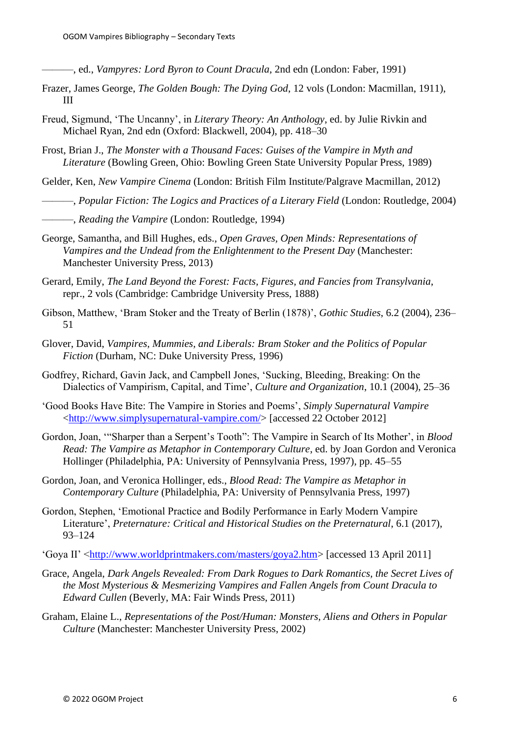———, ed., *Vampyres: Lord Byron to Count Dracula*, 2nd edn (London: Faber, 1991)

Frazer, James George, *The Golden Bough: The Dying God*, 12 vols (London: Macmillan, 1911), III

Freud, Sigmund, 'The Uncanny', in *Literary Theory: An Anthology*, ed. by Julie Rivkin and Michael Ryan, 2nd edn (Oxford: Blackwell, 2004), pp. 418–30

Frost, Brian J., *The Monster with a Thousand Faces: Guises of the Vampire in Myth and Literature* (Bowling Green, Ohio: Bowling Green State University Popular Press, 1989)

Gelder, Ken, *New Vampire Cinema* (London: British Film Institute/Palgrave Macmillan, 2012)

———, *Popular Fiction: The Logics and Practices of a Literary Field* (London: Routledge, 2004)

———, *Reading the Vampire* (London: Routledge, 1994)

George, Samantha, and Bill Hughes, eds., *Open Graves, Open Minds: Representations of Vampires and the Undead from the Enlightenment to the Present Day* (Manchester: Manchester University Press, 2013)

Gerard, Emily, *The Land Beyond the Forest: Facts, Figures, and Fancies from Transylvania*, repr., 2 vols (Cambridge: Cambridge University Press, 1888)

Gibson, Matthew, 'Bram Stoker and the Treaty of Berlin (1878)', *Gothic Studies*, 6.2 (2004), 236–51

Glover, David, *Vampires, Mummies, and Liberals: Bram Stoker and the Politics of Popular Fiction* (Durham, NC: Duke University Press, 1996)

Godfrey, Richard, Gavin Jack, and Campbell Jones, 'Sucking, Bleeding, Breaking: On the Dialectics of Vampirism, Capital, and Time', *Culture and Organization*, 10.1 (2004), 25–36

'Good Books Have Bite: The Vampire in Stories and Poems', *Simply Supernatural Vampire* <http://www.simplysupernatural-vampire.com/> [accessed 22 October 2012]

Gordon, Joan, '"Sharper than a Serpent's Tooth": The Vampire in Search of Its Mother', in *Blood Read: The Vampire as Metaphor in Contemporary Culture*, ed. by Joan Gordon and Veronica Hollinger (Philadelphia, PA: University of Pennsylvania Press, 1997), pp. 45–55

Gordon, Joan, and Veronica Hollinger, eds., *Blood Read: The Vampire as Metaphor in Contemporary Culture* (Philadelphia, PA: University of Pennsylvania Press, 1997)

Gordon, Stephen, 'Emotional Practice and Bodily Performance in Early Modern Vampire Literature', *Preternature: Critical and Historical Studies on the Preternatural*, 6.1 (2017), 93–124

'Goya II' <http://www.worldprintmakers.com/masters/goya2.htm> [accessed 13 April 2011]

Grace, Angela, *Dark Angels Revealed: From Dark Rogues to Dark Romantics, the Secret Lives of the Most Mysterious & Mesmerizing Vampires and Fallen Angels from Count Dracula to Edward Cullen* (Beverly, MA: Fair Winds Press, 2011)

Graham, Elaine L., *Representations of the Post/Human: Monsters, Aliens and Others in Popular Culture* (Manchester: Manchester University Press, 2002)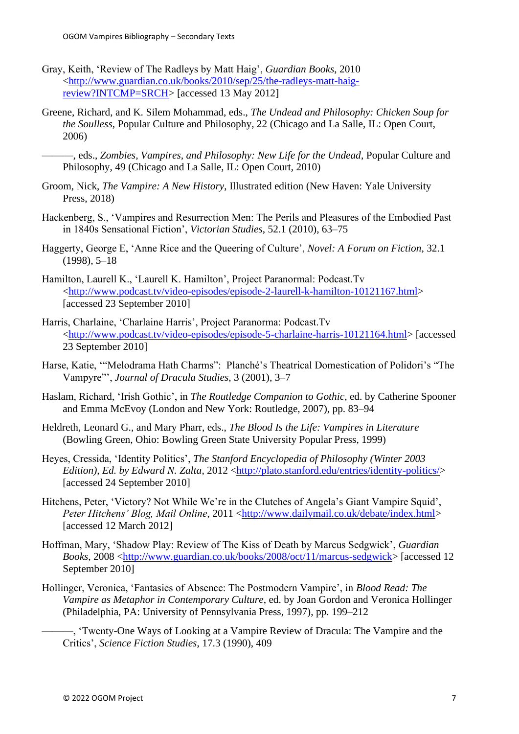Gray, Keith, 'Review of The Radleys by Matt Haig', *Guardian Books*, 2010 <http://www.guardian.co.uk/books/2010/sep/25/the-radleys-matt-haig-review?INTCMP=SRCH> [accessed 13 May 2012]

Greene, Richard, and K. Silem Mohammad, eds., *The Undead and Philosophy: Chicken Soup for the Soulless*, Popular Culture and Philosophy, 22 (Chicago and La Salle, IL: Open Court, 2006)

———, eds., *Zombies, Vampires, and Philosophy: New Life for the Undead*, Popular Culture and Philosophy, 49 (Chicago and La Salle, IL: Open Court, 2010)

Groom, Nick, *The Vampire: A New History*, Illustrated edition (New Haven: Yale University Press, 2018)

Hackenberg, S., 'Vampires and Resurrection Men: The Perils and Pleasures of the Embodied Past in 1840s Sensational Fiction', *Victorian Studies*, 52.1 (2010), 63–75

Haggerty, George E, 'Anne Rice and the Queering of Culture', *Novel: A Forum on Fiction*, 32.1 (1998), 5–18

Hamilton, Laurell K., 'Laurell K. Hamilton', Project Paranormal: Podcast.Tv <http://www.podcast.tv/video-episodes/episode-2-laurell-k-hamilton-10121167.html> [accessed 23 September 2010]

Harris, Charlaine, 'Charlaine Harris', Project Paranorma: Podcast.Tv <http://www.podcast.tv/video-episodes/episode-5-charlaine-harris-10121164.html> [accessed 23 September 2010]

Harse, Katie, '"Melodrama Hath Charms": Planché's Theatrical Domestication of Polidori's "The Vampyre"', *Journal of Dracula Studies*, 3 (2001), 3–7

Haslam, Richard, 'Irish Gothic', in *The Routledge Companion to Gothic*, ed. by Catherine Spooner and Emma McEvoy (London and New York: Routledge, 2007), pp. 83–94

Heldreth, Leonard G., and Mary Pharr, eds., *The Blood Is the Life: Vampires in Literature* (Bowling Green, Ohio: Bowling Green State University Popular Press, 1999)

Heyes, Cressida, 'Identity Politics', *The Stanford Encyclopedia of Philosophy (Winter 2003 Edition), Ed. by Edward N. Zalta*, 2012 <http://plato.stanford.edu/entries/identity-politics/> [accessed 24 September 2010]

Hitchens, Peter, 'Victory? Not While We're in the Clutches of Angela's Giant Vampire Squid', *Peter Hitchens' Blog, Mail Online*, 2011 <http://www.dailymail.co.uk/debate/index.html> [accessed 12 March 2012]

Hoffman, Mary, 'Shadow Play: Review of The Kiss of Death by Marcus Sedgwick', *Guardian Books*, 2008 <http://www.guardian.co.uk/books/2008/oct/11/marcus-sedgwick> [accessed 12 September 2010]

Hollinger, Veronica, 'Fantasies of Absence: The Postmodern Vampire', in *Blood Read: The Vampire as Metaphor in Contemporary Culture*, ed. by Joan Gordon and Veronica Hollinger (Philadelphia, PA: University of Pennsylvania Press, 1997), pp. 199–212

———, 'Twenty-One Ways of Looking at a Vampire Review of Dracula: The Vampire and the Critics', *Science Fiction Studies*, 17.3 (1990), 409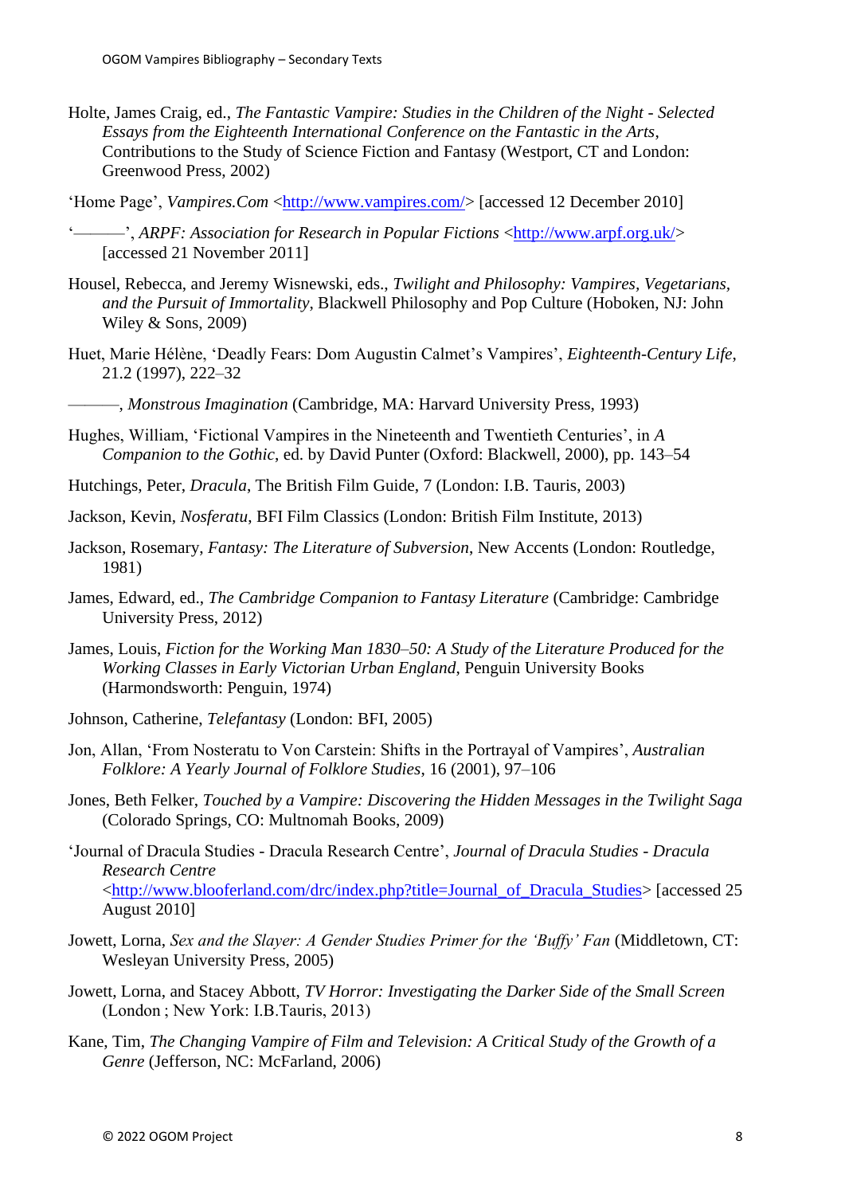Holte, James Craig, ed., *The Fantastic Vampire: Studies in the Children of the Night - Selected Essays from the Eighteenth International Conference on the Fantastic in the Arts*, Contributions to the Study of Science Fiction and Fantasy (Westport, CT and London: Greenwood Press, 2002)

'Home Page', *Vampires.Com* <http://www.vampires.com/> [accessed 12 December 2010]

'———', *ARPF: Association for Research in Popular Fictions* <http://www.arpf.org.uk/> [accessed 21 November 2011]

Housel, Rebecca, and Jeremy Wisnewski, eds., *Twilight and Philosophy: Vampires, Vegetarians, and the Pursuit of Immortality*, Blackwell Philosophy and Pop Culture (Hoboken, NJ: John Wiley & Sons, 2009)

Huet, Marie Hélène, 'Deadly Fears: Dom Augustin Calmet's Vampires', *Eighteenth-Century Life*, 21.2 (1997), 222–32

———, *Monstrous Imagination* (Cambridge, MA: Harvard University Press, 1993)

Hughes, William, 'Fictional Vampires in the Nineteenth and Twentieth Centuries', in *A Companion to the Gothic*, ed. by David Punter (Oxford: Blackwell, 2000), pp. 143–54

Hutchings, Peter, *Dracula*, The British Film Guide, 7 (London: I.B. Tauris, 2003)

Jackson, Kevin, *Nosferatu*, BFI Film Classics (London: British Film Institute, 2013)

Jackson, Rosemary, *Fantasy: The Literature of Subversion*, New Accents (London: Routledge, 1981)

James, Edward, ed., *The Cambridge Companion to Fantasy Literature* (Cambridge: Cambridge University Press, 2012)

James, Louis, *Fiction for the Working Man 1830–50: A Study of the Literature Produced for the Working Classes in Early Victorian Urban England*, Penguin University Books (Harmondsworth: Penguin, 1974)

Johnson, Catherine, *Telefantasy* (London: BFI, 2005)

Jon, Allan, 'From Nosteratu to Von Carstein: Shifts in the Portrayal of Vampires', *Australian Folklore: A Yearly Journal of Folklore Studies*, 16 (2001), 97–106

Jones, Beth Felker, *Touched by a Vampire: Discovering the Hidden Messages in the Twilight Saga* (Colorado Springs, CO: Multnomah Books, 2009)

'Journal of Dracula Studies - Dracula Research Centre', *Journal of Dracula Studies - Dracula Research Centre* <http://www.blooferland.com/drc/index.php?title=Journal_of_Dracula_Studies> [accessed 25 August 2010]

Jowett, Lorna, *Sex and the Slayer: A Gender Studies Primer for the 'Buffy' Fan* (Middletown, CT: Wesleyan University Press, 2005)

Jowett, Lorna, and Stacey Abbott, *TV Horror: Investigating the Darker Side of the Small Screen* (London ; New York: I.B.Tauris, 2013)

Kane, Tim, *The Changing Vampire of Film and Television: A Critical Study of the Growth of a Genre* (Jefferson, NC: McFarland, 2006)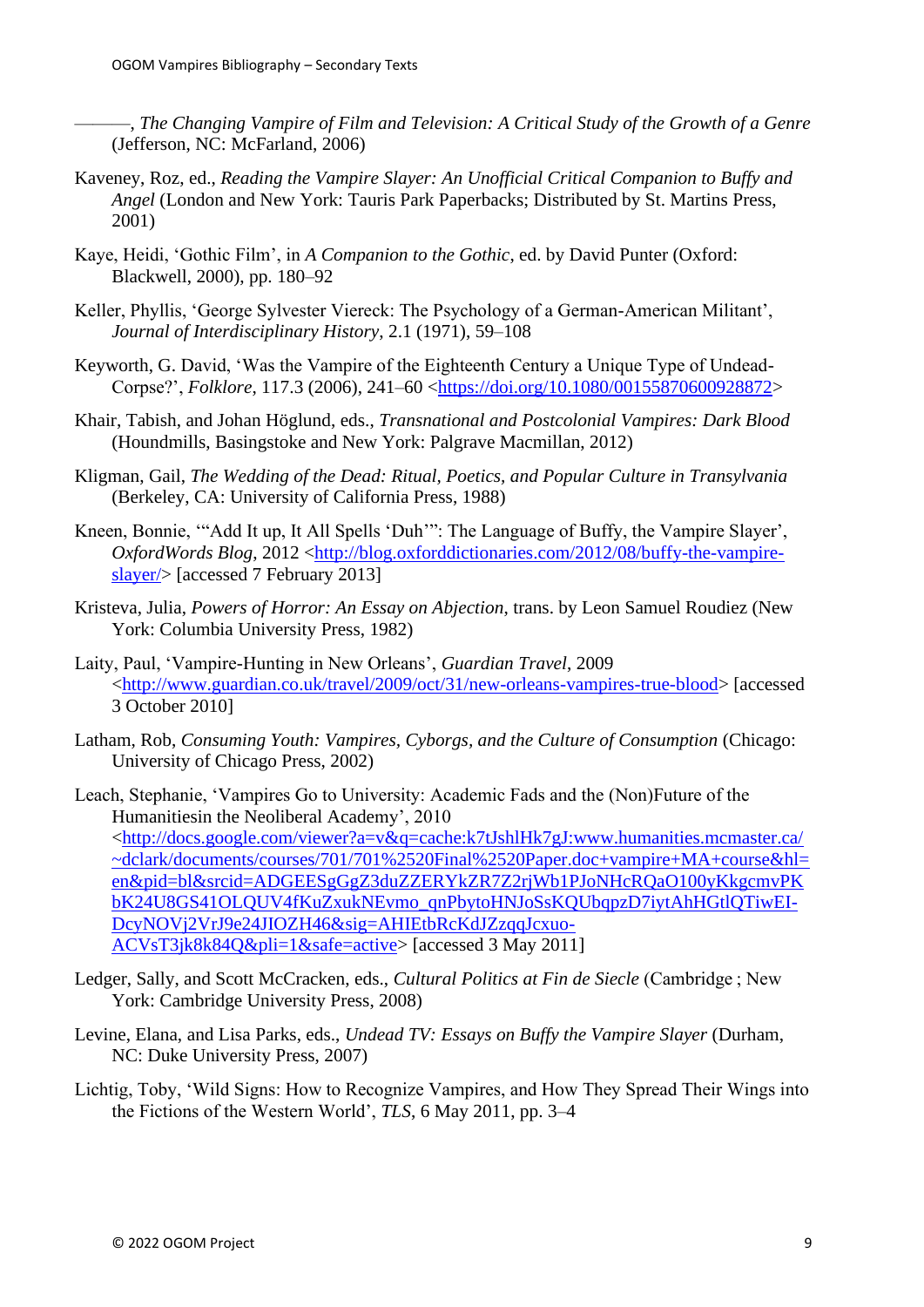———, *The Changing Vampire of Film and Television: A Critical Study of the Growth of a Genre* (Jefferson, NC: McFarland, 2006)

Kaveney, Roz, ed., *Reading the Vampire Slayer: An Unofficial Critical Companion to Buffy and Angel* (London and New York: Tauris Park Paperbacks; Distributed by St. Martins Press, 2001)

Kaye, Heidi, 'Gothic Film', in *A Companion to the Gothic*, ed. by David Punter (Oxford: Blackwell, 2000), pp. 180–92

Keller, Phyllis, 'George Sylvester Viereck: The Psychology of a German-American Militant', *Journal of Interdisciplinary History*, 2.1 (1971), 59–108

Keyworth, G. David, 'Was the Vampire of the Eighteenth Century a Unique Type of Undead-Corpse?', *Folklore*, 117.3 (2006), 241–60 <https://doi.org/10.1080/00155870600928872>

Khair, Tabish, and Johan Höglund, eds., *Transnational and Postcolonial Vampires: Dark Blood* (Houndmills, Basingstoke and New York: Palgrave Macmillan, 2012)

Kligman, Gail, *The Wedding of the Dead: Ritual, Poetics, and Popular Culture in Transylvania* (Berkeley, CA: University of California Press, 1988)

Kneen, Bonnie, '"Add It up, It All Spells 'Duh'": The Language of Buffy, the Vampire Slayer', *OxfordWords Blog*, 2012 <http://blog.oxforddictionaries.com/2012/08/buffy-the-vampire-slayer/> [accessed 7 February 2013]

Kristeva, Julia, *Powers of Horror: An Essay on Abjection*, trans. by Leon Samuel Roudiez (New York: Columbia University Press, 1982)

Laity, Paul, 'Vampire-Hunting in New Orleans', *Guardian Travel*, 2009 <http://www.guardian.co.uk/travel/2009/oct/31/new-orleans-vampires-true-blood> [accessed 3 October 2010]

Latham, Rob, *Consuming Youth: Vampires, Cyborgs, and the Culture of Consumption* (Chicago: University of Chicago Press, 2002)

Leach, Stephanie, 'Vampires Go to University: Academic Fads and the (Non)Future of the Humanitiesin the Neoliberal Academy', 2010 <http://docs.google.com/viewer?a=v&q=cache:k7tJshlHk7gJ:www.humanities.mcmaster.ca/~dclark/documents/courses/701/701%2520Final%2520Paper.doc+vampire+MA+course&hl=en&pid=bl&srcid=ADGEESgGgZ3duZZERYkZR7Z2rjWb1PJoNHcRQaO100yKkgcmvPKbK24U8GS41OLQUV4fKuZxukNEvmo_qnPbytoHNJoSsKQUbqpzD7iytAhHGtlQTiwEI-DcyNOVj2VrJ9e24JIOZH46&sig=AHIEtbRcKdJZzqqJcxuo-ACVsT3jk8k84Q&pli=1&safe=active> [accessed 3 May 2011]

Ledger, Sally, and Scott McCracken, eds., *Cultural Politics at Fin de Siecle* (Cambridge ; New York: Cambridge University Press, 2008)

Levine, Elana, and Lisa Parks, eds., *Undead TV: Essays on Buffy the Vampire Slayer* (Durham, NC: Duke University Press, 2007)

Lichtig, Toby, 'Wild Signs: How to Recognize Vampires, and How They Spread Their Wings into the Fictions of the Western World', *TLS*, 6 May 2011, pp. 3–4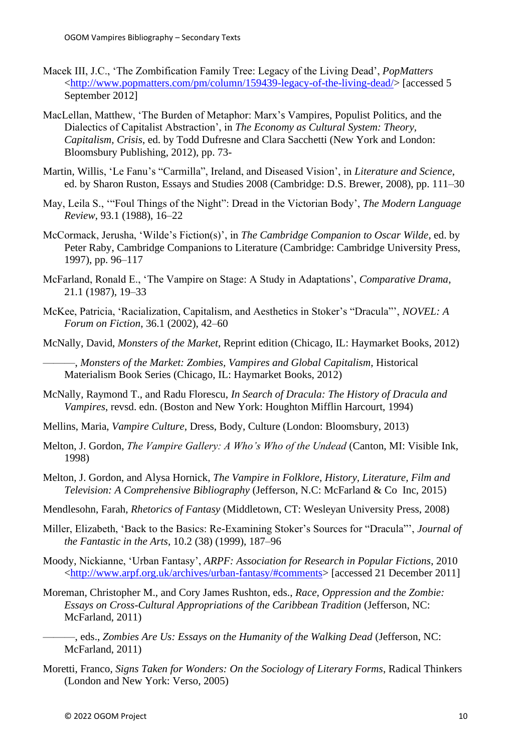Macek III, J.C., 'The Zombification Family Tree: Legacy of the Living Dead', *PopMatters* <http://www.popmatters.com/pm/column/159439-legacy-of-the-living-dead/> [accessed 5 September 2012]

MacLellan, Matthew, 'The Burden of Metaphor: Marx's Vampires, Populist Politics, and the Dialectics of Capitalist Abstraction', in *The Economy as Cultural System: Theory, Capitalism, Crisis*, ed. by Todd Dufresne and Clara Sacchetti (New York and London: Bloomsbury Publishing, 2012), pp. 73-

Martin, Willis, 'Le Fanu's "Carmilla", Ireland, and Diseased Vision', in *Literature and Science*, ed. by Sharon Ruston, Essays and Studies 2008 (Cambridge: D.S. Brewer, 2008), pp. 111–30

May, Leila S., '"Foul Things of the Night": Dread in the Victorian Body', *The Modern Language Review*, 93.1 (1988), 16–22

McCormack, Jerusha, 'Wilde's Fiction(s)', in *The Cambridge Companion to Oscar Wilde*, ed. by Peter Raby, Cambridge Companions to Literature (Cambridge: Cambridge University Press, 1997), pp. 96–117

McFarland, Ronald E., 'The Vampire on Stage: A Study in Adaptations', *Comparative Drama*, 21.1 (1987), 19–33

McKee, Patricia, 'Racialization, Capitalism, and Aesthetics in Stoker's "Dracula"', *NOVEL: A Forum on Fiction*, 36.1 (2002), 42–60

McNally, David, *Monsters of the Market*, Reprint edition (Chicago, IL: Haymarket Books, 2012)

———, *Monsters of the Market: Zombies, Vampires and Global Capitalism*, Historical Materialism Book Series (Chicago, IL: Haymarket Books, 2012)

McNally, Raymond T., and Radu Florescu, *In Search of Dracula: The History of Dracula and Vampires*, revsd. edn. (Boston and New York: Houghton Mifflin Harcourt, 1994)

Mellins, Maria, *Vampire Culture*, Dress, Body, Culture (London: Bloomsbury, 2013)

Melton, J. Gordon, *The Vampire Gallery: A Who's Who of the Undead* (Canton, MI: Visible Ink, 1998)

Melton, J. Gordon, and Alysa Hornick, *The Vampire in Folklore, History, Literature, Film and Television: A Comprehensive Bibliography* (Jefferson, N.C: McFarland & Co Inc, 2015)

Mendlesohn, Farah, *Rhetorics of Fantasy* (Middletown, CT: Wesleyan University Press, 2008)

Miller, Elizabeth, 'Back to the Basics: Re-Examining Stoker's Sources for "Dracula"', *Journal of the Fantastic in the Arts*, 10.2 (38) (1999), 187–96

Moody, Nickianne, 'Urban Fantasy', *ARPF: Association for Research in Popular Fictions*, 2010 <http://www.arpf.org.uk/archives/urban-fantasy/#comments> [accessed 21 December 2011]

Moreman, Christopher M., and Cory James Rushton, eds., *Race, Oppression and the Zombie: Essays on Cross-Cultural Appropriations of the Caribbean Tradition* (Jefferson, NC: McFarland, 2011)

———, eds., *Zombies Are Us: Essays on the Humanity of the Walking Dead* (Jefferson, NC: McFarland, 2011)

Moretti, Franco, *Signs Taken for Wonders: On the Sociology of Literary Forms*, Radical Thinkers (London and New York: Verso, 2005)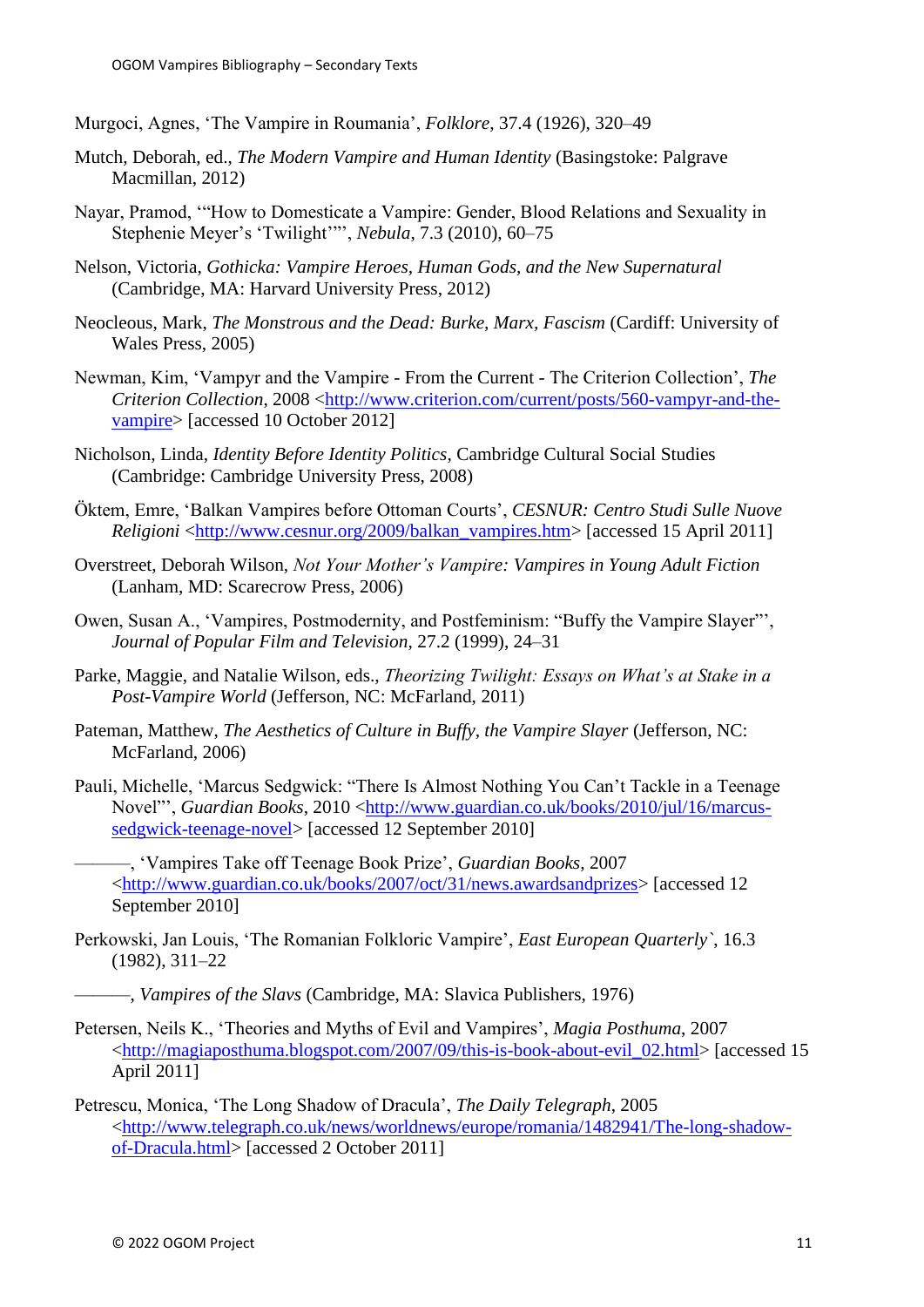Murgoci, Agnes, 'The Vampire in Roumania', *Folklore*, 37.4 (1926), 320–49

Mutch, Deborah, ed., *The Modern Vampire and Human Identity* (Basingstoke: Palgrave Macmillan, 2012)

Nayar, Pramod, '"How to Domesticate a Vampire: Gender, Blood Relations and Sexuality in Stephenie Meyer's 'Twilight'"', *Nebula*, 7.3 (2010), 60–75

Nelson, Victoria, *Gothicka: Vampire Heroes, Human Gods, and the New Supernatural* (Cambridge, MA: Harvard University Press, 2012)

Neocleous, Mark, *The Monstrous and the Dead: Burke, Marx, Fascism* (Cardiff: University of Wales Press, 2005)

Newman, Kim, 'Vampyr and the Vampire - From the Current - The Criterion Collection', *The Criterion Collection*, 2008 <http://www.criterion.com/current/posts/560-vampyr-and-the-vampire> [accessed 10 October 2012]

Nicholson, Linda, *Identity Before Identity Politics*, Cambridge Cultural Social Studies (Cambridge: Cambridge University Press, 2008)

Öktem, Emre, 'Balkan Vampires before Ottoman Courts', *CESNUR: Centro Studi Sulle Nuove Religioni* <http://www.cesnur.org/2009/balkan_vampires.htm> [accessed 15 April 2011]

Overstreet, Deborah Wilson, *Not Your Mother's Vampire: Vampires in Young Adult Fiction* (Lanham, MD: Scarecrow Press, 2006)

Owen, Susan A., 'Vampires, Postmodernity, and Postfeminism: "Buffy the Vampire Slayer"', *Journal of Popular Film and Television*, 27.2 (1999), 24–31

Parke, Maggie, and Natalie Wilson, eds., *Theorizing Twilight: Essays on What's at Stake in a Post-Vampire World* (Jefferson, NC: McFarland, 2011)

Pateman, Matthew, *The Aesthetics of Culture in Buffy, the Vampire Slayer* (Jefferson, NC: McFarland, 2006)

Pauli, Michelle, 'Marcus Sedgwick: "There Is Almost Nothing You Can't Tackle in a Teenage Novel"', *Guardian Books*, 2010 <http://www.guardian.co.uk/books/2010/jul/16/marcus-sedgwick-teenage-novel> [accessed 12 September 2010]

———, 'Vampires Take off Teenage Book Prize', *Guardian Books*, 2007 <http://www.guardian.co.uk/books/2007/oct/31/news.awardsandprizes> [accessed 12 September 2010]

Perkowski, Jan Louis, 'The Romanian Folkloric Vampire', *East European Quarterly*`, 16.3 (1982), 311–22

———, *Vampires of the Slavs* (Cambridge, MA: Slavica Publishers, 1976)

Petersen, Neils K., 'Theories and Myths of Evil and Vampires', *Magia Posthuma*, 2007 <http://magiaposthuma.blogspot.com/2007/09/this-is-book-about-evil_02.html> [accessed 15 April 2011]

Petrescu, Monica, 'The Long Shadow of Dracula', *The Daily Telegraph*, 2005 <http://www.telegraph.co.uk/news/worldnews/europe/romania/1482941/The-long-shadow-of-Dracula.html> [accessed 2 October 2011]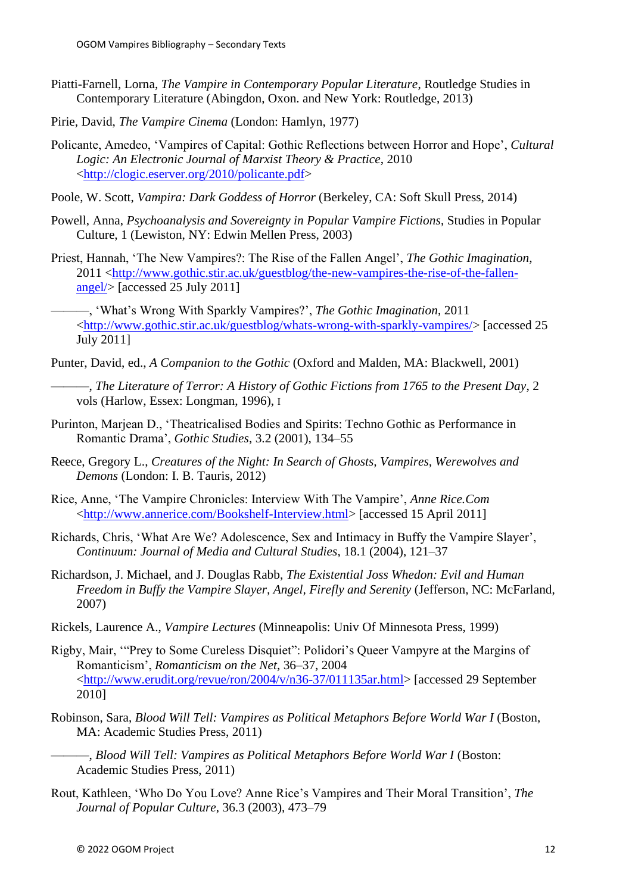Piatti-Farnell, Lorna, *The Vampire in Contemporary Popular Literature*, Routledge Studies in Contemporary Literature (Abingdon, Oxon. and New York: Routledge, 2013)

Pirie, David, *The Vampire Cinema* (London: Hamlyn, 1977)

Policante, Amedeo, 'Vampires of Capital: Gothic Reflections between Horror and Hope', *Cultural Logic: An Electronic Journal of Marxist Theory & Practice*, 2010 <http://clogic.eserver.org/2010/policante.pdf>

Poole, W. Scott, *Vampira: Dark Goddess of Horror* (Berkeley, CA: Soft Skull Press, 2014)

Powell, Anna, *Psychoanalysis and Sovereignty in Popular Vampire Fictions*, Studies in Popular Culture, 1 (Lewiston, NY: Edwin Mellen Press, 2003)

Priest, Hannah, 'The New Vampires?: The Rise of the Fallen Angel', *The Gothic Imagination*, 2011 <http://www.gothic.stir.ac.uk/guestblog/the-new-vampires-the-rise-of-the-fallen-angel/> [accessed 25 July 2011]

———, 'What's Wrong With Sparkly Vampires?', *The Gothic Imagination*, 2011 <http://www.gothic.stir.ac.uk/guestblog/whats-wrong-with-sparkly-vampires/> [accessed 25 July 2011]

Punter, David, ed., *A Companion to the Gothic* (Oxford and Malden, MA: Blackwell, 2001)

———, *The Literature of Terror: A History of Gothic Fictions from 1765 to the Present Day*, 2 vols (Harlow, Essex: Longman, 1996), I

Purinton, Marjean D., 'Theatricalised Bodies and Spirits: Techno Gothic as Performance in Romantic Drama', *Gothic Studies*, 3.2 (2001), 134–55

Reece, Gregory L., *Creatures of the Night: In Search of Ghosts, Vampires, Werewolves and Demons* (London: I. B. Tauris, 2012)

Rice, Anne, 'The Vampire Chronicles: Interview With The Vampire', *Anne Rice.Com* <http://www.annerice.com/Bookshelf-Interview.html> [accessed 15 April 2011]

Richards, Chris, 'What Are We? Adolescence, Sex and Intimacy in Buffy the Vampire Slayer', *Continuum: Journal of Media and Cultural Studies*, 18.1 (2004), 121–37

Richardson, J. Michael, and J. Douglas Rabb, *The Existential Joss Whedon: Evil and Human Freedom in Buffy the Vampire Slayer, Angel, Firefly and Serenity* (Jefferson, NC: McFarland, 2007)

Rickels, Laurence A., *Vampire Lectures* (Minneapolis: Univ Of Minnesota Press, 1999)

Rigby, Mair, '"Prey to Some Cureless Disquiet": Polidori's Queer Vampyre at the Margins of Romanticism', *Romanticism on the Net*, 36–37, 2004 <http://www.erudit.org/revue/ron/2004/v/n36-37/011135ar.html> [accessed 29 September 2010]

Robinson, Sara, *Blood Will Tell: Vampires as Political Metaphors Before World War I* (Boston, MA: Academic Studies Press, 2011)

———, *Blood Will Tell: Vampires as Political Metaphors Before World War I* (Boston: Academic Studies Press, 2011)

Rout, Kathleen, 'Who Do You Love? Anne Rice's Vampires and Their Moral Transition', *The Journal of Popular Culture*, 36.3 (2003), 473–79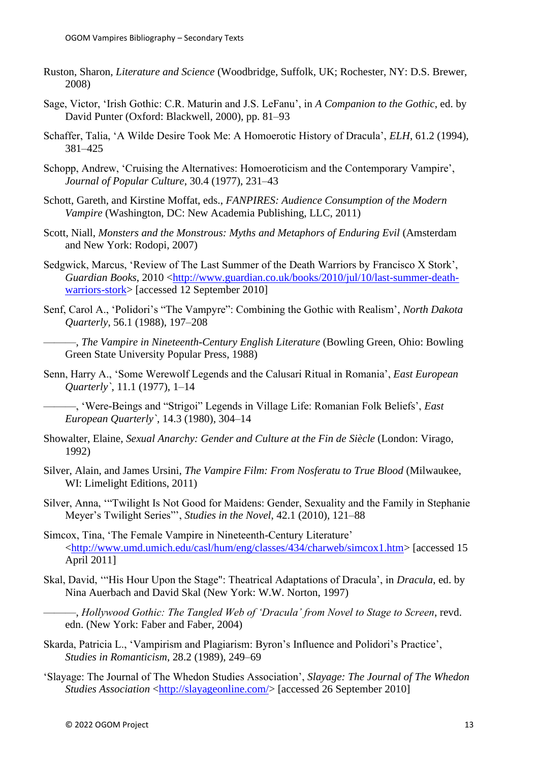Ruston, Sharon, *Literature and Science* (Woodbridge, Suffolk, UK; Rochester, NY: D.S. Brewer, 2008)

Sage, Victor, 'Irish Gothic: C.R. Maturin and J.S. LeFanu', in *A Companion to the Gothic*, ed. by David Punter (Oxford: Blackwell, 2000), pp. 81–93

Schaffer, Talia, 'A Wilde Desire Took Me: A Homoerotic History of Dracula', *ELH*, 61.2 (1994), 381–425

Schopp, Andrew, 'Cruising the Alternatives: Homoeroticism and the Contemporary Vampire', *Journal of Popular Culture*, 30.4 (1977), 231–43

Schott, Gareth, and Kirstine Moffat, eds., *FANPIRES: Audience Consumption of the Modern Vampire* (Washington, DC: New Academia Publishing, LLC, 2011)

Scott, Niall, *Monsters and the Monstrous: Myths and Metaphors of Enduring Evil* (Amsterdam and New York: Rodopi, 2007)

Sedgwick, Marcus, 'Review of The Last Summer of the Death Warriors by Francisco X Stork', *Guardian Books*, 2010 <http://www.guardian.co.uk/books/2010/jul/10/last-summer-death-warriors-stork> [accessed 12 September 2010]

Senf, Carol A., 'Polidori's "The Vampyre": Combining the Gothic with Realism', *North Dakota Quarterly*, 56.1 (1988), 197–208

———, *The Vampire in Nineteenth-Century English Literature* (Bowling Green, Ohio: Bowling Green State University Popular Press, 1988)

Senn, Harry A., 'Some Werewolf Legends and the Calusari Ritual in Romania', *East European Quarterly*`, 11.1 (1977), 1–14

———, 'Were-Beings and "Strigoi" Legends in Village Life: Romanian Folk Beliefs', *East European Quarterly*`, 14.3 (1980), 304–14

Showalter, Elaine, *Sexual Anarchy: Gender and Culture at the Fin de Siècle* (London: Virago, 1992)

Silver, Alain, and James Ursini, *The Vampire Film: From Nosferatu to True Blood* (Milwaukee, WI: Limelight Editions, 2011)

Silver, Anna, '"Twilight Is Not Good for Maidens: Gender, Sexuality and the Family in Stephanie Meyer's Twilight Series"', *Studies in the Novel*, 42.1 (2010), 121–88

Simcox, Tina, 'The Female Vampire in Nineteenth-Century Literature' <http://www.umd.umich.edu/casl/hum/eng/classes/434/charweb/simcox1.htm> [accessed 15 April 2011]

Skal, David, '"His Hour Upon the Stage": Theatrical Adaptations of Dracula', in *Dracula*, ed. by Nina Auerbach and David Skal (New York: W.W. Norton, 1997)

———, *Hollywood Gothic: The Tangled Web of 'Dracula' from Novel to Stage to Screen*, revd. edn. (New York: Faber and Faber, 2004)

Skarda, Patricia L., 'Vampirism and Plagiarism: Byron's Influence and Polidori's Practice', *Studies in Romanticism*, 28.2 (1989), 249–69

'Slayage: The Journal of The Whedon Studies Association', *Slayage: The Journal of The Whedon Studies Association* <http://slayageonline.com/> [accessed 26 September 2010]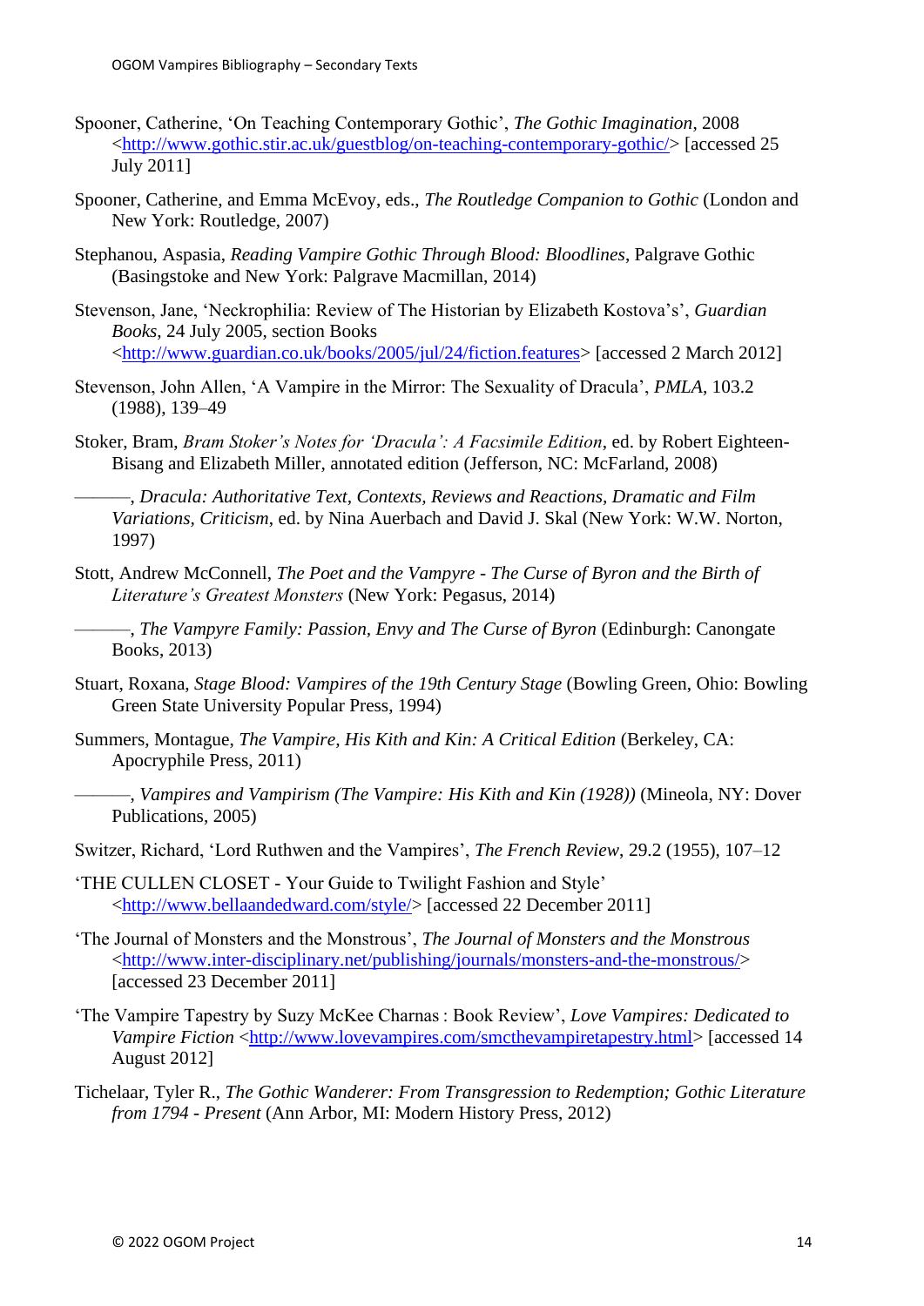Spooner, Catherine, 'On Teaching Contemporary Gothic', *The Gothic Imagination*, 2008 <http://www.gothic.stir.ac.uk/guestblog/on-teaching-contemporary-gothic/> [accessed 25 July 2011]

Spooner, Catherine, and Emma McEvoy, eds., *The Routledge Companion to Gothic* (London and New York: Routledge, 2007)

Stephanou, Aspasia, *Reading Vampire Gothic Through Blood: Bloodlines*, Palgrave Gothic (Basingstoke and New York: Palgrave Macmillan, 2014)

Stevenson, Jane, 'Neckrophilia: Review of The Historian by Elizabeth Kostova's', *Guardian Books*, 24 July 2005, section Books <http://www.guardian.co.uk/books/2005/jul/24/fiction.features> [accessed 2 March 2012]

Stevenson, John Allen, 'A Vampire in the Mirror: The Sexuality of Dracula', *PMLA*, 103.2 (1988), 139–49

Stoker, Bram, *Bram Stoker's Notes for 'Dracula': A Facsimile Edition*, ed. by Robert Eighteen-Bisang and Elizabeth Miller, annotated edition (Jefferson, NC: McFarland, 2008)

———, *Dracula: Authoritative Text, Contexts, Reviews and Reactions, Dramatic and Film Variations, Criticism*, ed. by Nina Auerbach and David J. Skal (New York: W.W. Norton, 1997)

Stott, Andrew McConnell, *The Poet and the Vampyre - The Curse of Byron and the Birth of Literature's Greatest Monsters* (New York: Pegasus, 2014)

———, *The Vampyre Family: Passion, Envy and The Curse of Byron* (Edinburgh: Canongate Books, 2013)

Stuart, Roxana, *Stage Blood: Vampires of the 19th Century Stage* (Bowling Green, Ohio: Bowling Green State University Popular Press, 1994)

Summers, Montague, *The Vampire, His Kith and Kin: A Critical Edition* (Berkeley, CA: Apocryphile Press, 2011)

———, *Vampires and Vampirism (The Vampire: His Kith and Kin (1928))* (Mineola, NY: Dover Publications, 2005)

Switzer, Richard, 'Lord Ruthwen and the Vampires', *The French Review*, 29.2 (1955), 107–12

'THE CULLEN CLOSET - Your Guide to Twilight Fashion and Style' <http://www.bellaandedward.com/style/> [accessed 22 December 2011]

'The Journal of Monsters and the Monstrous', *The Journal of Monsters and the Monstrous* <http://www.inter-disciplinary.net/publishing/journals/monsters-and-the-monstrous/> [accessed 23 December 2011]

'The Vampire Tapestry by Suzy McKee Charnas : Book Review', *Love Vampires: Dedicated to Vampire Fiction* <http://www.lovevampires.com/smcthevampiretapestry.html> [accessed 14 August 2012]

Tichelaar, Tyler R., *The Gothic Wanderer: From Transgression to Redemption; Gothic Literature from 1794 - Present* (Ann Arbor, MI: Modern History Press, 2012)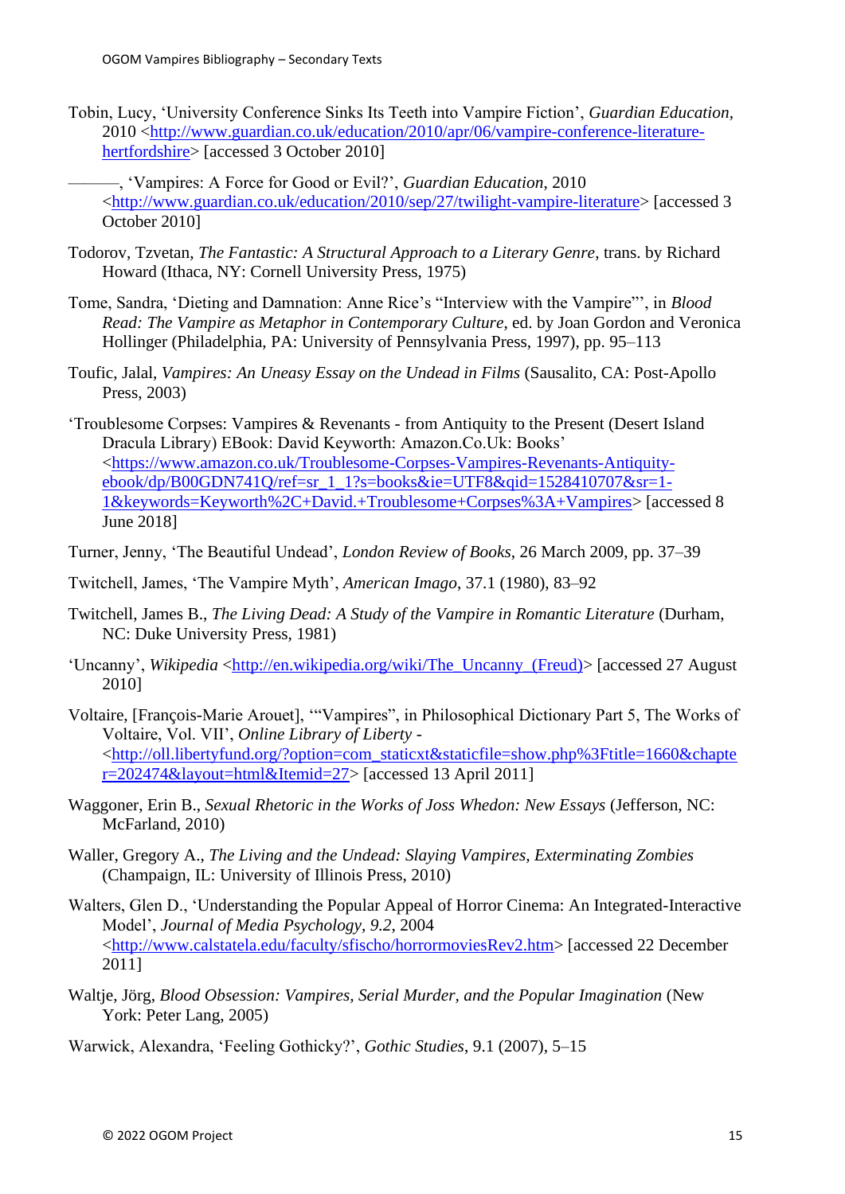Tobin, Lucy, 'University Conference Sinks Its Teeth into Vampire Fiction', *Guardian Education*, 2010 <http://www.guardian.co.uk/education/2010/apr/06/vampire-conference-literature-hertfordshire> [accessed 3 October 2010]

———, 'Vampires: A Force for Good or Evil?', *Guardian Education*, 2010 <http://www.guardian.co.uk/education/2010/sep/27/twilight-vampire-literature> [accessed 3 October 2010]

Todorov, Tzvetan, *The Fantastic: A Structural Approach to a Literary Genre*, trans. by Richard Howard (Ithaca, NY: Cornell University Press, 1975)

Tome, Sandra, 'Dieting and Damnation: Anne Rice's "Interview with the Vampire"', in *Blood Read: The Vampire as Metaphor in Contemporary Culture*, ed. by Joan Gordon and Veronica Hollinger (Philadelphia, PA: University of Pennsylvania Press, 1997), pp. 95–113

Toufic, Jalal, *Vampires: An Uneasy Essay on the Undead in Films* (Sausalito, CA: Post-Apollo Press, 2003)

'Troublesome Corpses: Vampires & Revenants - from Antiquity to the Present (Desert Island Dracula Library) EBook: David Keyworth: Amazon.Co.Uk: Books' <https://www.amazon.co.uk/Troublesome-Corpses-Vampires-Revenants-Antiquity-ebook/dp/B00GDN741Q/ref=sr_1_1?s=books&ie=UTF8&qid=1528410707&sr=1-1&keywords=Keyworth%2C+David.+Troublesome+Corpses%3A+Vampires> [accessed 8 June 2018]

Turner, Jenny, 'The Beautiful Undead', *London Review of Books*, 26 March 2009, pp. 37–39

Twitchell, James, 'The Vampire Myth', *American Imago*, 37.1 (1980), 83–92

Twitchell, James B., *The Living Dead: A Study of the Vampire in Romantic Literature* (Durham, NC: Duke University Press, 1981)

'Uncanny', *Wikipedia* <http://en.wikipedia.org/wiki/The_Uncanny_(Freud)> [accessed 27 August 2010]

Voltaire, [François-Marie Arouet], '"Vampires", in Philosophical Dictionary Part 5, The Works of Voltaire, Vol. VII', *Online Library of Liberty* - <http://oll.libertyfund.org/?option=com_staticxt&staticfile=show.php%3Ftitle=1660&chapter=202474&layout=html&Itemid=27> [accessed 13 April 2011]

Waggoner, Erin B., *Sexual Rhetoric in the Works of Joss Whedon: New Essays* (Jefferson, NC: McFarland, 2010)

Waller, Gregory A., *The Living and the Undead: Slaying Vampires, Exterminating Zombies* (Champaign, IL: University of Illinois Press, 2010)

Walters, Glen D., 'Understanding the Popular Appeal of Horror Cinema: An Integrated-Interactive Model', *Journal of Media Psychology*, *9.2*, 2004 <http://www.calstatela.edu/faculty/sfischo/horrormoviesRev2.htm> [accessed 22 December 2011]

Waltje, Jörg, *Blood Obsession: Vampires, Serial Murder, and the Popular Imagination* (New York: Peter Lang, 2005)

Warwick, Alexandra, 'Feeling Gothicky?', *Gothic Studies*, 9.1 (2007), 5–15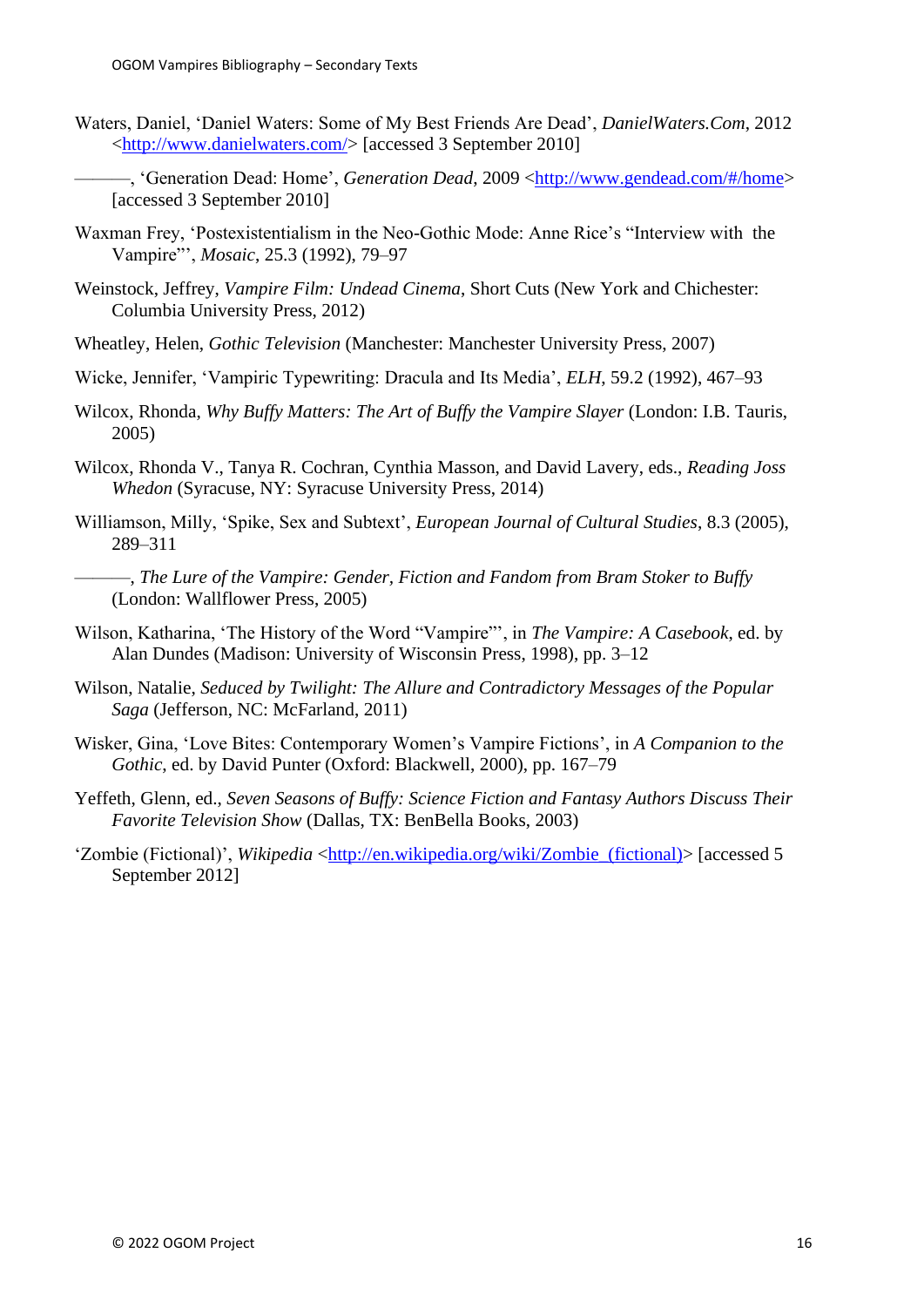Waters, Daniel, ‘Daniel Waters: Some of My Best Friends Are Dead’, *DanielWaters.Com*, 2012 <http://www.danielwaters.com/> [accessed 3 September 2010]

———, ‘Generation Dead: Home’, *Generation Dead*, 2009 <http://www.gendead.com/#/home> [accessed 3 September 2010]

Waxman Frey, ‘Postexistentialism in the Neo-Gothic Mode: Anne Rice’s “Interview with the Vampire”’, *Mosaic*, 25.3 (1992), 79–97

Weinstock, Jeffrey, *Vampire Film: Undead Cinema*, Short Cuts (New York and Chichester: Columbia University Press, 2012)

Wheatley, Helen, *Gothic Television* (Manchester: Manchester University Press, 2007)

Wicke, Jennifer, ‘Vampiric Typewriting: Dracula and Its Media’, *ELH*, 59.2 (1992), 467–93

Wilcox, Rhonda, *Why Buffy Matters: The Art of Buffy the Vampire Slayer* (London: I.B. Tauris, 2005)

Wilcox, Rhonda V., Tanya R. Cochran, Cynthia Masson, and David Lavery, eds., *Reading Joss Whedon* (Syracuse, NY: Syracuse University Press, 2014)

Williamson, Milly, ‘Spike, Sex and Subtext’, *European Journal of Cultural Studies*, 8.3 (2005), 289–311

———, *The Lure of the Vampire: Gender, Fiction and Fandom from Bram Stoker to Buffy* (London: Wallflower Press, 2005)

Wilson, Katharina, ‘The History of the Word “Vampire”’, in *The Vampire: A Casebook*, ed. by Alan Dundes (Madison: University of Wisconsin Press, 1998), pp. 3–12

Wilson, Natalie, *Seduced by Twilight: The Allure and Contradictory Messages of the Popular Saga* (Jefferson, NC: McFarland, 2011)

Wisker, Gina, ‘Love Bites: Contemporary Women’s Vampire Fictions’, in *A Companion to the Gothic*, ed. by David Punter (Oxford: Blackwell, 2000), pp. 167–79

Yeffeth, Glenn, ed., *Seven Seasons of Buffy: Science Fiction and Fantasy Authors Discuss Their Favorite Television Show* (Dallas, TX: BenBella Books, 2003)

‘Zombie (Fictional)’, *Wikipedia* <http://en.wikipedia.org/wiki/Zombie_(fictional)> [accessed 5 September 2012]